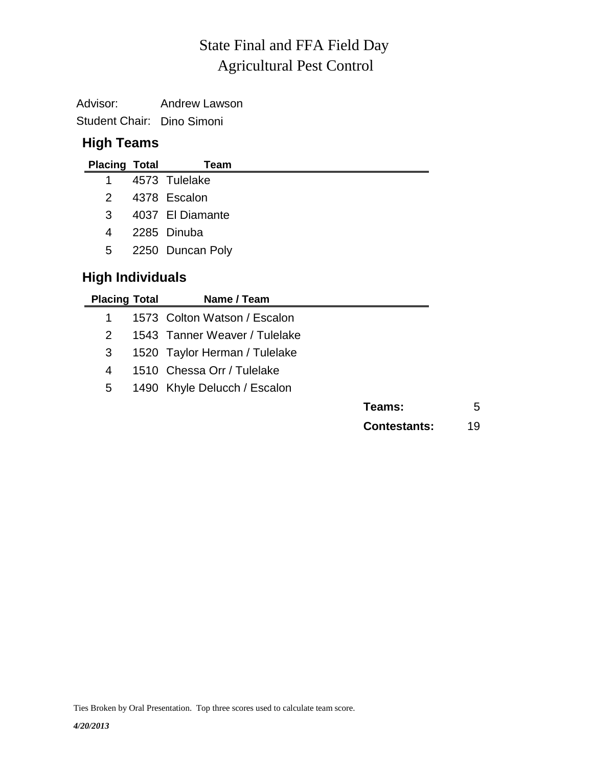# State Final and FFA Field Day
# Agricultural Pest Control

Advisor: Andrew Lawson

Student Chair: Dino Simoni

## High Teams

| Placing | Total | Team |
|---|---|---|
| 1 | 4573 | Tulelake |
| 2 | 4378 | Escalon |
| 3 | 4037 | El Diamante |
| 4 | 2285 | Dinuba |
| 5 | 2250 | Duncan Poly |

## High Individuals

| Placing | Total | Name / Team |
|---|---|---|
| 1 | 1573 | Colton Watson / Escalon |
| 2 | 1543 | Tanner Weaver / Tulelake |
| 3 | 1520 | Taylor Herman / Tulelake |
| 4 | 1510 | Chessa Orr / Tulelake |
| 5 | 1490 | Khyle Delucch / Escalon |

**Teams:** 5

**Contestants:** 19

Ties Broken by Oral Presentation. Top three scores used to calculate team score.

*4/20/2013*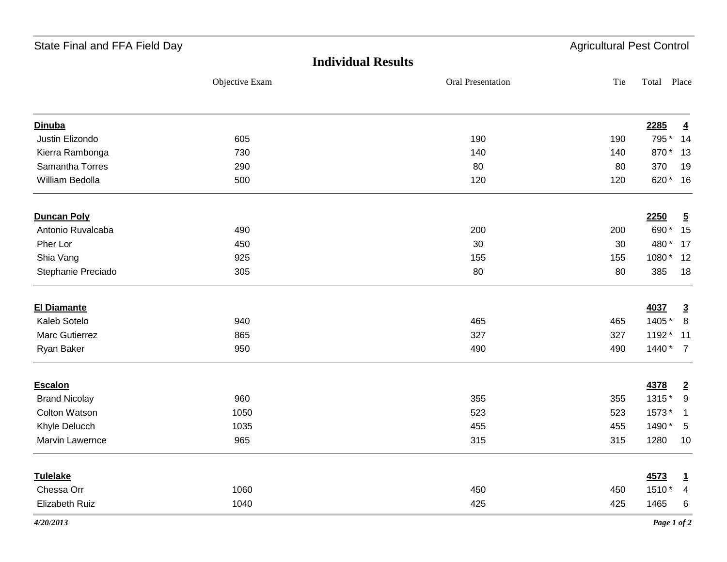State Final and FFA Field Day — Agricultural Pest Control

## Individual Results

| | Objective Exam | Oral Presentation | Tie | Total | Place |
|---|---|---|---|---|---|
| **Dinuba** | | | | **2285** | **4** |
| Justin Elizondo | 605 | 190 | 190 | 795 * | 14 |
| Kierra Rambonga | 730 | 140 | 140 | 870 * | 13 |
| Samantha Torres | 290 | 80 | 80 | 370 | 19 |
| William Bedolla | 500 | 120 | 120 | 620 * | 16 |
| **Duncan Poly** | | | | **2250** | **5** |
| Antonio Ruvalcaba | 490 | 200 | 200 | 690 * | 15 |
| Pher Lor | 450 | 30 | 30 | 480 * | 17 |
| Shia Vang | 925 | 155 | 155 | 1080 * | 12 |
| Stephanie Preciado | 305 | 80 | 80 | 385 | 18 |
| **El Diamante** | | | | **4037** | **3** |
| Kaleb Sotelo | 940 | 465 | 465 | 1405 * | 8 |
| Marc Gutierrez | 865 | 327 | 327 | 1192 * | 11 |
| Ryan Baker | 950 | 490 | 490 | 1440 * | 7 |
| **Escalon** | | | | **4378** | **2** |
| Brand Nicolay | 960 | 355 | 355 | 1315 * | 9 |
| Colton Watson | 1050 | 523 | 523 | 1573 * | 1 |
| Khyle Delucch | 1035 | 455 | 455 | 1490 * | 5 |
| Marvin Lawernce | 965 | 315 | 315 | 1280 | 10 |
| **Tulelake** | | | | **4573** | **1** |
| Chessa Orr | 1060 | 450 | 450 | 1510 * | 4 |
| Elizabeth Ruiz | 1040 | 425 | 425 | 1465 | 6 |

*4/20/2013*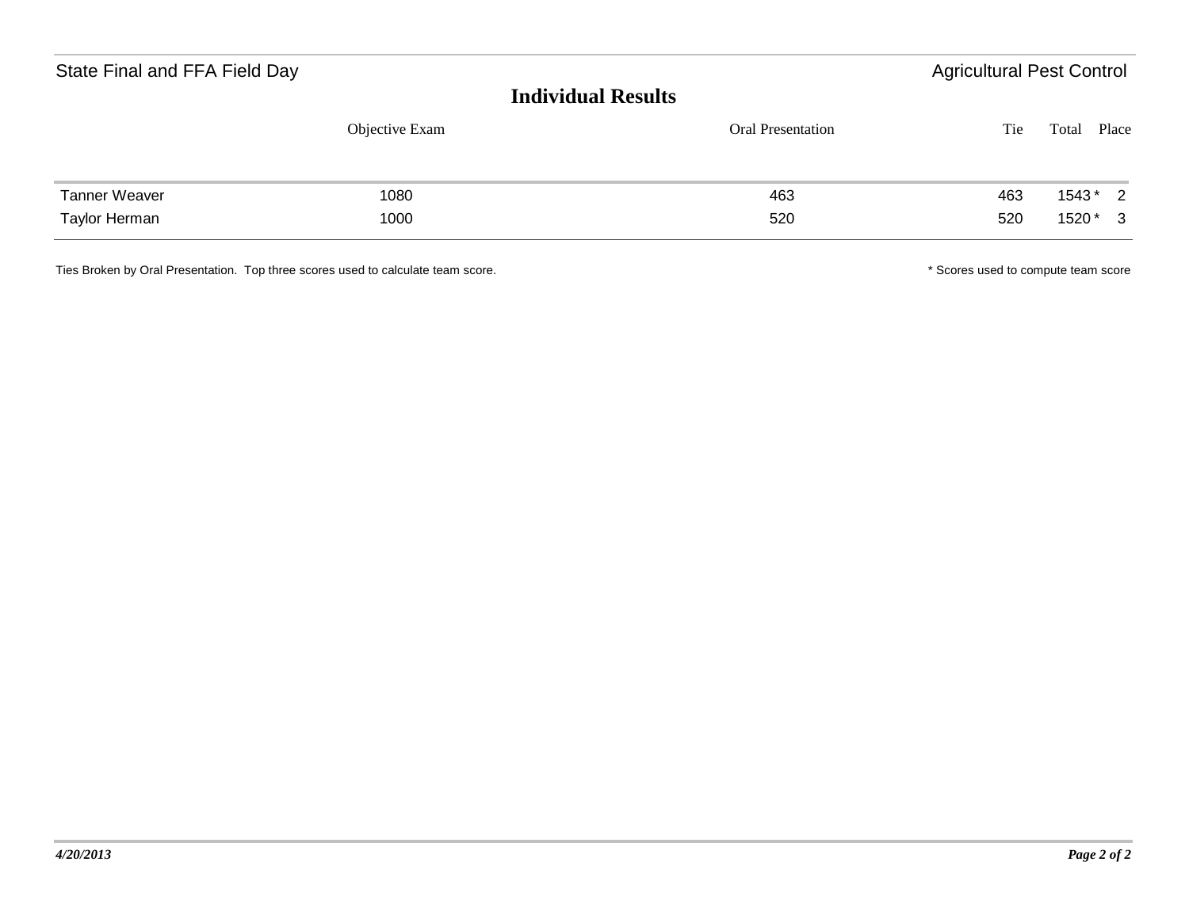State Final and FFA Field Day — Agricultural Pest Control

## Individual Results

| | Objective Exam | Oral Presentation | Tie | Total | Place |
|---|---|---|---|---|---|
| Tanner Weaver | 1080 | 463 | 463 | 1543 * | 2 |
| Taylor Herman | 1000 | 520 | 520 | 1520 * | 3 |

Ties Broken by Oral Presentation. Top three scores used to calculate team score.

* Scores used to compute team score

*4/20/2013*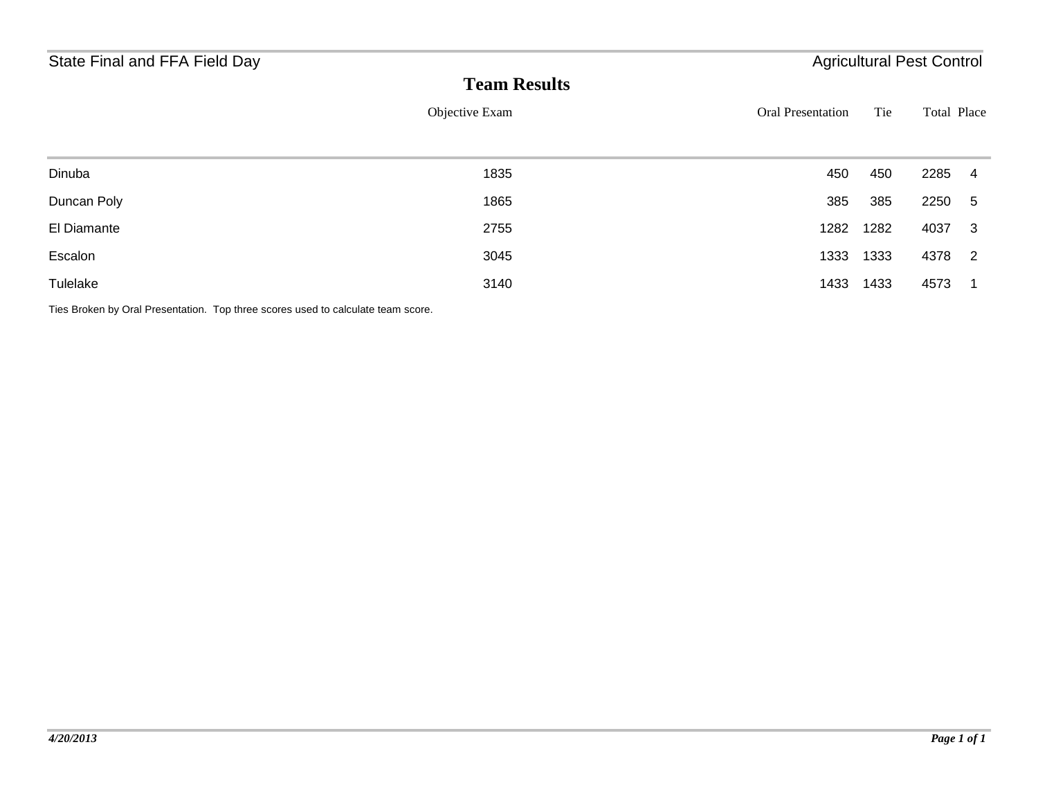State Final and FFA Field Day

Agricultural Pest Control

## Team Results

| | Objective Exam | Oral Presentation | Tie | Total | Place |
|---|---|---|---|---|---|
| Dinuba | 1835 | 450 | 450 | 2285 | 4 |
| Duncan Poly | 1865 | 385 | 385 | 2250 | 5 |
| El Diamante | 2755 | 1282 | 1282 | 4037 | 3 |
| Escalon | 3045 | 1333 | 1333 | 4378 | 2 |
| Tulelake | 3140 | 1433 | 1433 | 4573 | 1 |

Ties Broken by Oral Presentation. Top three scores used to calculate team score.

*4/20/2013*